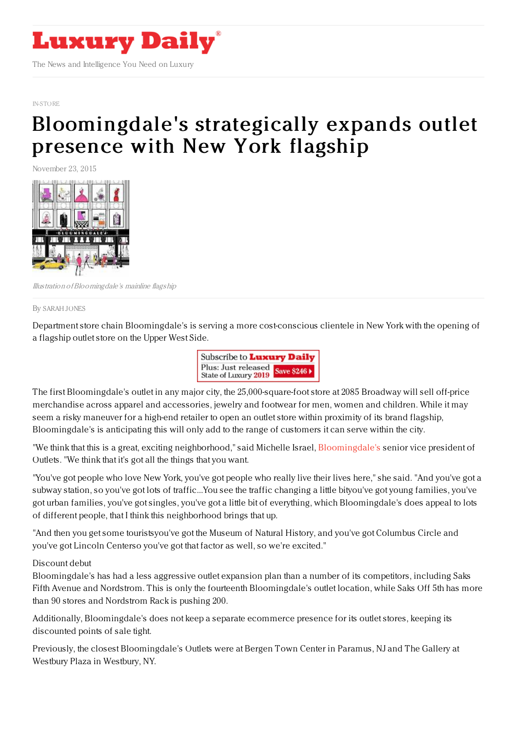# Luxury Daily

The News and Intelligence You Need on Luxury

IN-STORE

# Bloomingdale's strategically expands outlet presence with New York flagship

November 23, 2015

*Illustration of Bloomingdale's mainline flagship*

By SARAH JONES

Department store chain Bloomingdale's is serving a more cost-conscious clientele in New York with the opening of a flagship outlet store on the Upper West Side.

Subscribe to Luxury Daily
Plus: Just released State of Luxury 2019 Save $246

The first Bloomingdale's outlet in any major city, the 25,000-square-foot store at 2085 Broadway will sell off-price merchandise across apparel and accessories, jewelry and footwear for men, women and children. While it may seem a risky maneuver for a high-end retailer to open an outlet store within proximity of its brand flagship, Bloomingdale's is anticipating this will only add to the range of customers it can serve within the city.

"We think that this is a great, exciting neighborhood," said Michelle Israel, Bloomingdale's senior vice president of Outlets. "We think that it's got all the things that you want.

"You've got people who love New York, you've got people who really live their lives here," she said. "And you've got a subway station, so you've got lots of traffic...You see the traffic changing a little bityou've got young families, you've got urban families, you've got singles, you've got a little bit of everything, which Bloomingdale's does appeal to lots of different people, that I think this neighborhood brings that up.

"And then you get some touristsyou've got the Museum of Natural History, and you've got Columbus Circle and you've got Lincoln Centerso you've got that factor as well, so we're excited."

Discount debut

Bloomingdale's has had a less aggressive outlet expansion plan than a number of its competitors, including Saks Fifth Avenue and Nordstrom. This is only the fourteenth Bloomingdale's outlet location, while Saks Off 5th has more than 90 stores and Nordstrom Rack is pushing 200.

Additionally, Bloomingdale's does not keep a separate ecommerce presence for its outlet stores, keeping its discounted points of sale tight.

Previously, the closest Bloomingdale's Outlets were at Bergen Town Center in Paramus, NJ and The Gallery at Westbury Plaza in Westbury, NY.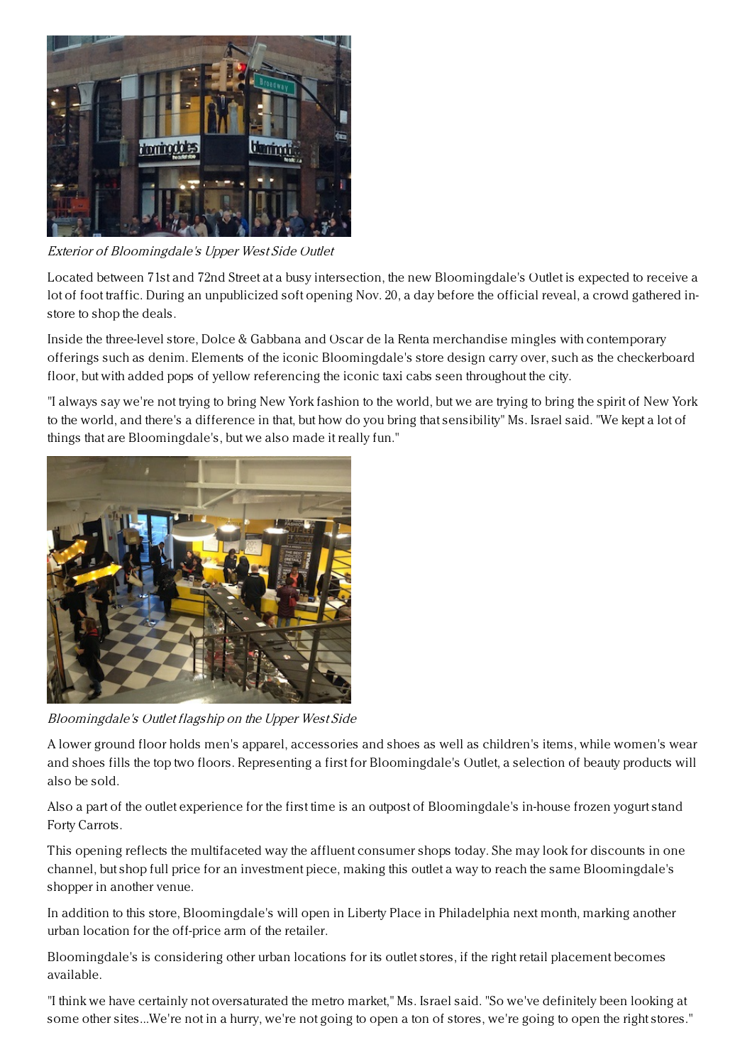*Exterior of Bloomingdale's Upper West Side Outlet*

Located between 71st and 72nd Street at a busy intersection, the new Bloomingdale's Outlet is expected to receive a lot of foot traffic. During an unpublicized soft opening Nov. 20, a day before the official reveal, a crowd gathered in-store to shop the deals.

Inside the three-level store, Dolce & Gabbana and Oscar de la Renta merchandise mingles with contemporary offerings such as denim. Elements of the iconic Bloomingdale's store design carry over, such as the checkerboard floor, but with added pops of yellow referencing the iconic taxi cabs seen throughout the city.

"I always say we're not trying to bring New York fashion to the world, but we are trying to bring the spirit of New York to the world, and there's a difference in that, but how do you bring that sensibility" Ms. Israel said. "We kept a lot of things that are Bloomingdale's, but we also made it really fun."

*Bloomingdale's Outlet flagship on the Upper West Side*

A lower ground floor holds men's apparel, accessories and shoes as well as children's items, while women's wear and shoes fills the top two floors. Representing a first for Bloomingdale's Outlet, a selection of beauty products will also be sold.

Also a part of the outlet experience for the first time is an outpost of Bloomingdale's in-house frozen yogurt stand Forty Carrots.

This opening reflects the multifaceted way the affluent consumer shops today. She may look for discounts in one channel, but shop full price for an investment piece, making this outlet a way to reach the same Bloomingdale's shopper in another venue.

In addition to this store, Bloomingdale's will open in Liberty Place in Philadelphia next month, marking another urban location for the off-price arm of the retailer.

Bloomingdale's is considering other urban locations for its outlet stores, if the right retail placement becomes available.

"I think we have certainly not oversaturated the metro market," Ms. Israel said. "So we've definitely been looking at some other sites...We're not in a hurry, we're not going to open a ton of stores, we're going to open the right stores."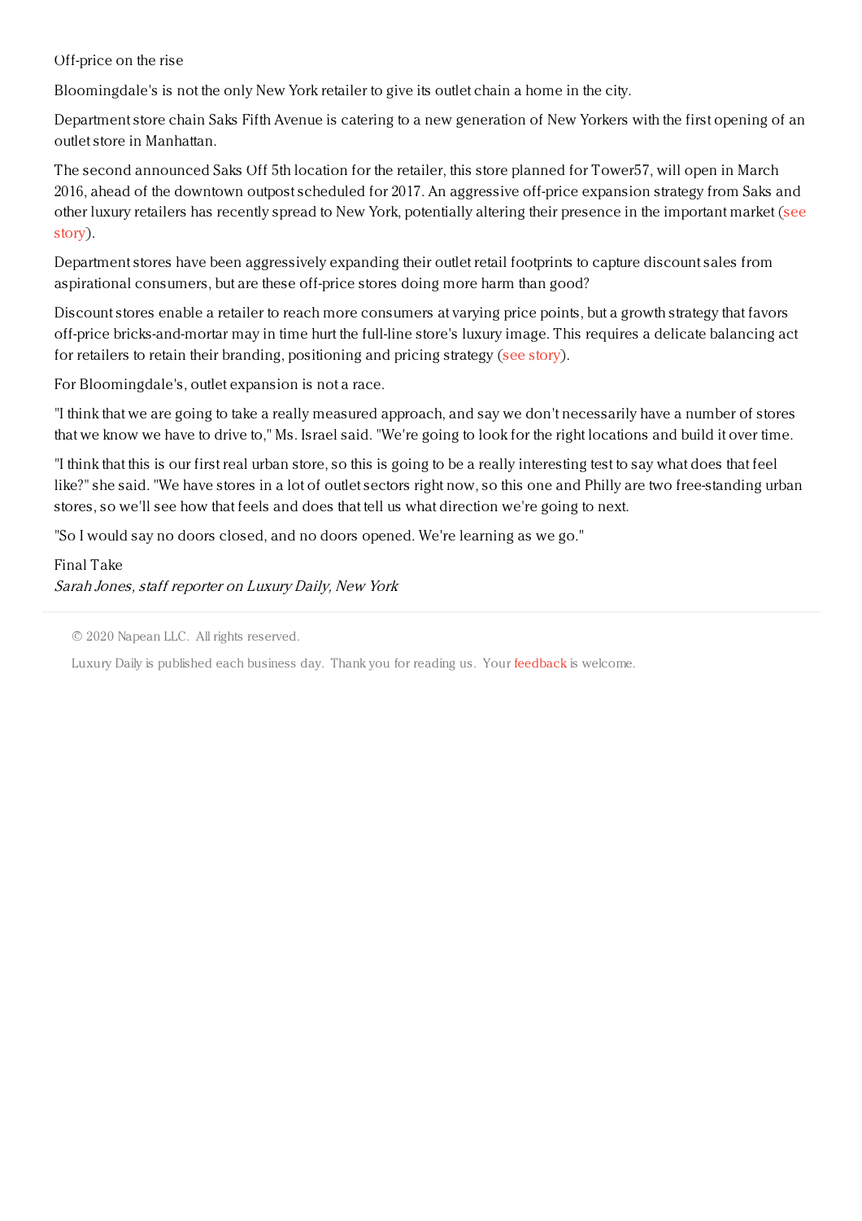## Off-price on the rise

Bloomingdale's is not the only New York retailer to give its outlet chain a home in the city.

Department store chain Saks Fifth Avenue is catering to a new generation of New Yorkers with the first opening of an outlet store in Manhattan.

The second announced Saks Off 5th location for the retailer, this store planned for Tower57, will open in March 2016, ahead of the downtown outpost scheduled for 2017. An aggressive off-price expansion strategy from Saks and other luxury retailers has recently spread to New York, potentially altering their presence in the important market (see story).

Department stores have been aggressively expanding their outlet retail footprints to capture discount sales from aspirational consumers, but are these off-price stores doing more harm than good?

Discount stores enable a retailer to reach more consumers at varying price points, but a growth strategy that favors off-price bricks-and-mortar may in time hurt the full-line store's luxury image. This requires a delicate balancing act for retailers to retain their branding, positioning and pricing strategy (see story).

For Bloomingdale's, outlet expansion is not a race.

"I think that we are going to take a really measured approach, and say we don't necessarily have a number of stores that we know we have to drive to," Ms. Israel said. "We're going to look for the right locations and build it over time.

"I think that this is our first real urban store, so this is going to be a really interesting test to say what does that feel like?" she said. "We have stores in a lot of outlet sectors right now, so this one and Philly are two free-standing urban stores, so we'll see how that feels and does that tell us what direction we're going to next.

"So I would say no doors closed, and no doors opened. We're learning as we go."

Final Take

*Sarah Jones, staff reporter on Luxury Daily, New York*

---

© 2020 Napean LLC. All rights reserved.

Luxury Daily is published each business day. Thank you for reading us. Your feedback is welcome.